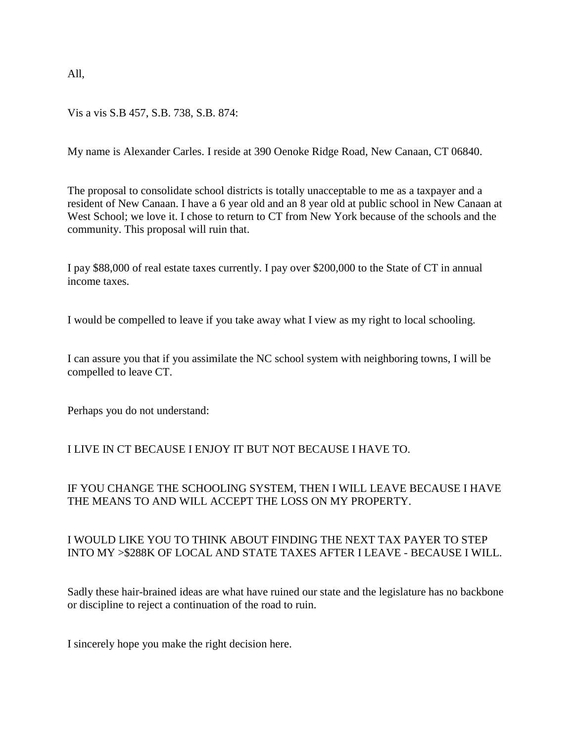All,

Vis a vis S.B 457, S.B. 738, S.B. 874:

My name is Alexander Carles. I reside at 390 Oenoke Ridge Road, New Canaan, CT 06840.

The proposal to consolidate school districts is totally unacceptable to me as a taxpayer and a resident of New Canaan. I have a 6 year old and an 8 year old at public school in New Canaan at West School; we love it. I chose to return to CT from New York because of the schools and the community. This proposal will ruin that.

I pay $88,000 of real estate taxes currently. I pay over $200,000 to the State of CT in annual income taxes.

I would be compelled to leave if you take away what I view as my right to local schooling.

I can assure you that if you assimilate the NC school system with neighboring towns, I will be compelled to leave CT.

Perhaps you do not understand:

I LIVE IN CT BECAUSE I ENJOY IT BUT NOT BECAUSE I HAVE TO.

IF YOU CHANGE THE SCHOOLING SYSTEM, THEN I WILL LEAVE BECAUSE I HAVE THE MEANS TO AND WILL ACCEPT THE LOSS ON MY PROPERTY.

I WOULD LIKE YOU TO THINK ABOUT FINDING THE NEXT TAX PAYER TO STEP INTO MY >$288K OF LOCAL AND STATE TAXES AFTER I LEAVE - BECAUSE I WILL.

Sadly these hair-brained ideas are what have ruined our state and the legislature has no backbone or discipline to reject a continuation of the road to ruin.

I sincerely hope you make the right decision here.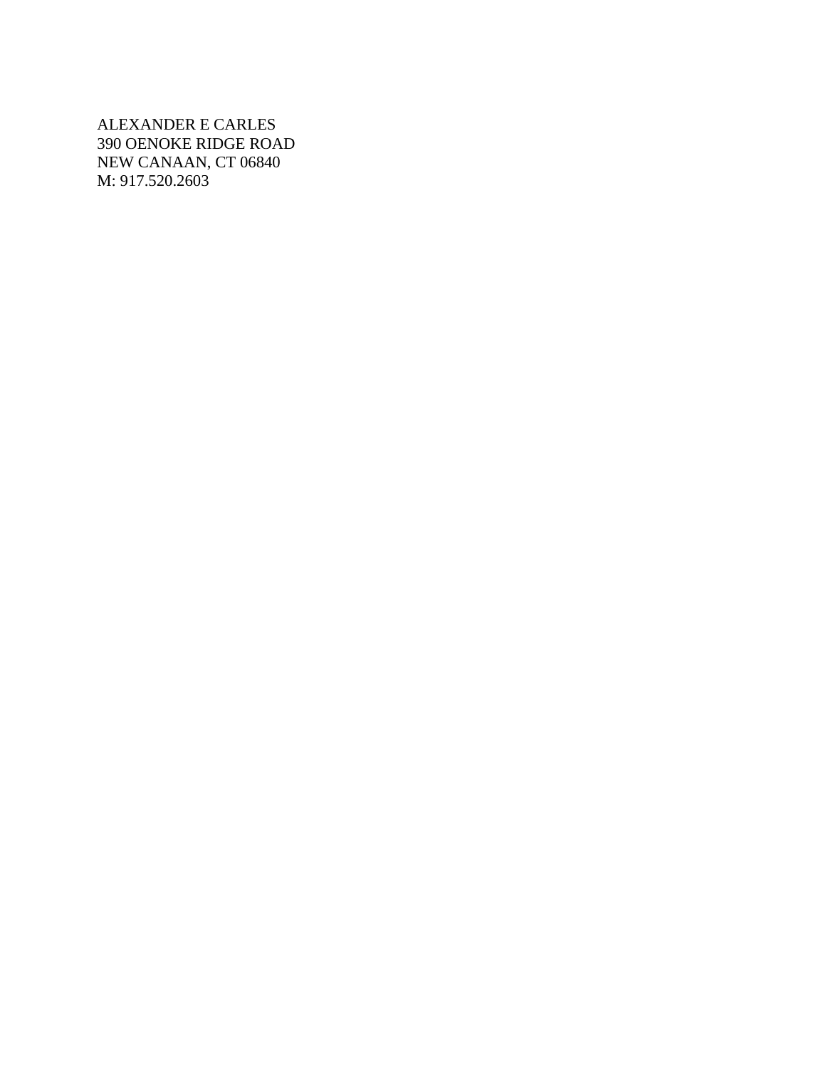ALEXANDER E CARLES
390 OENOKE RIDGE ROAD
NEW CANAAN, CT 06840
M: 917.520.2603